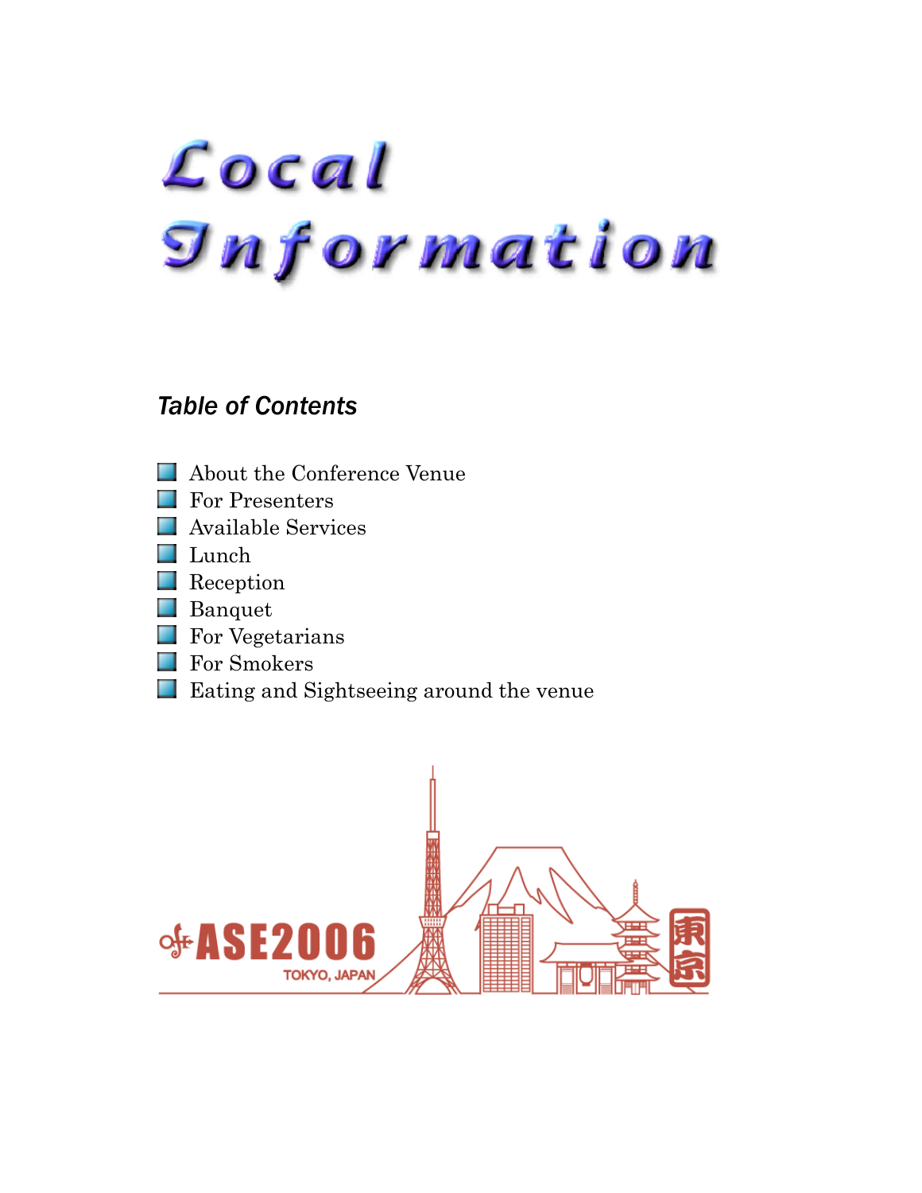# Local Information

## *Table of Contents*

- About the Conference Venue
- For Presenters
- Available Services
- Lunch
- Reception
- Banquet
- For Vegetarians
- For Smokers
- Eating and Sightseeing around the venue

ASE2006

TOKYO, JAPAN

東京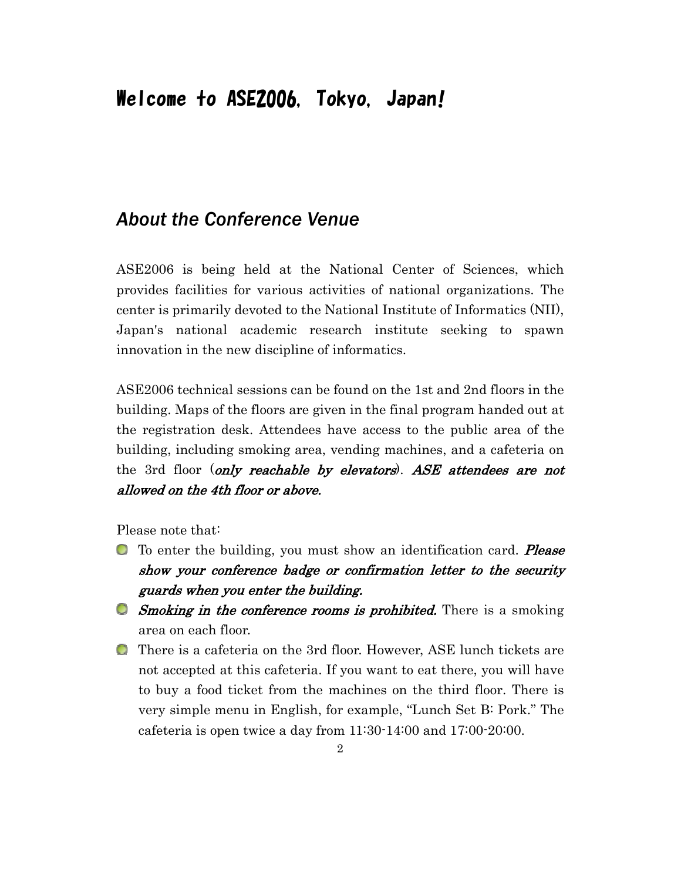# Welcome to ASE2006, Tokyo, Japan!

## *About the Conference Venue*

ASE2006 is being held at the National Center of Sciences, which provides facilities for various activities of national organizations. The center is primarily devoted to the National Institute of Informatics (NII), Japan's national academic research institute seeking to spawn innovation in the new discipline of informatics.

ASE2006 technical sessions can be found on the 1st and 2nd floors in the building. Maps of the floors are given in the final program handed out at the registration desk. Attendees have access to the public area of the building, including smoking area, vending machines, and a cafeteria on the 3rd floor (*only reachable by elevators*). ***ASE attendees are not allowed on the 4th floor or above.***

Please note that:

- To enter the building, you must show an identification card. ***Please show your conference badge or confirmation letter to the security guards when you enter the building.***
- ***Smoking in the conference rooms is prohibited.*** There is a smoking area on each floor.
- There is a cafeteria on the 3rd floor. However, ASE lunch tickets are not accepted at this cafeteria. If you want to eat there, you will have to buy a food ticket from the machines on the third floor. There is very simple menu in English, for example, "Lunch Set B: Pork." The cafeteria is open twice a day from 11:30-14:00 and 17:00-20:00.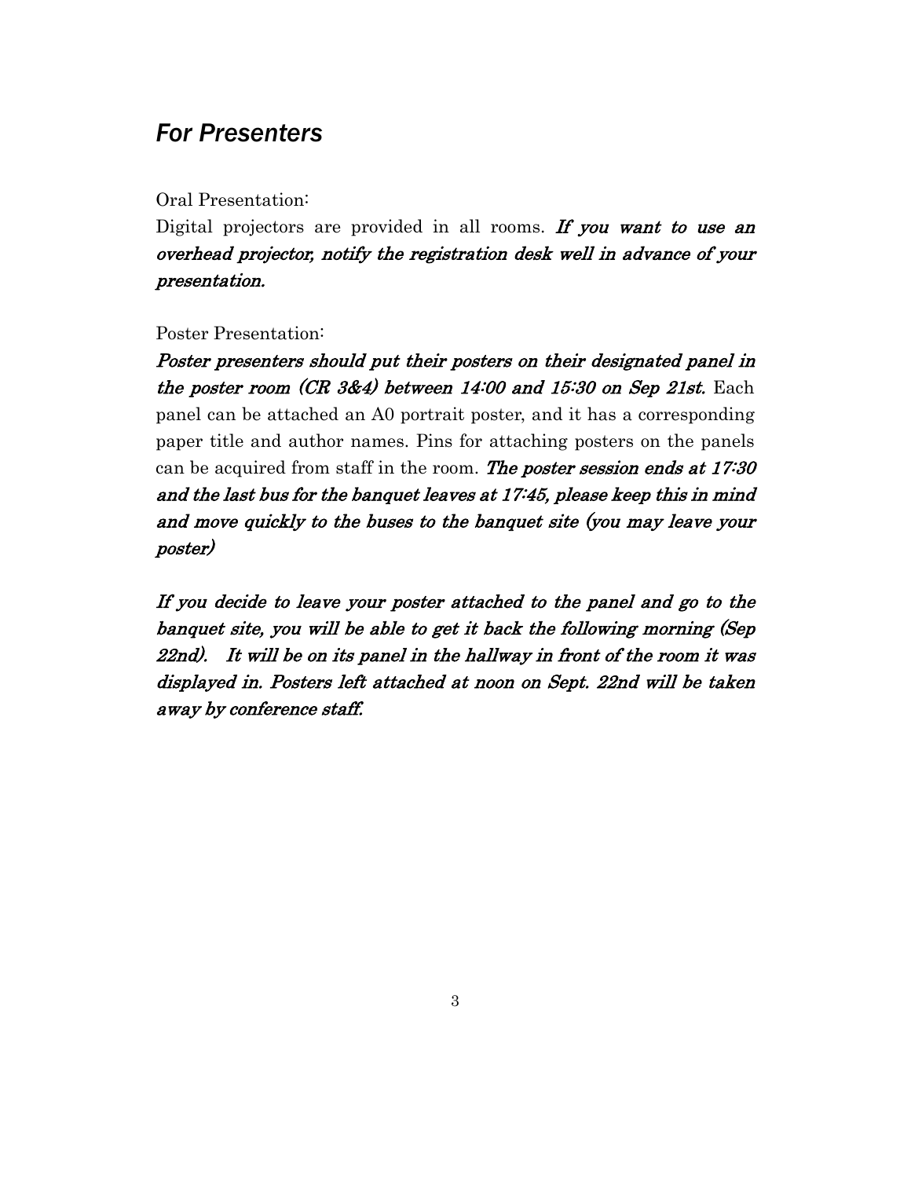## *For Presenters*

Oral Presentation:

Digital projectors are provided in all rooms. ***If you want to use an overhead projector, notify the registration desk well in advance of your presentation.***

Poster Presentation:

***Poster presenters should put their posters on their designated panel in the poster room (CR 3&4) between 14:00 and 15:30 on Sep 21st.*** Each panel can be attached an A0 portrait poster, and it has a corresponding paper title and author names. Pins for attaching posters on the panels can be acquired from staff in the room. ***The poster session ends at 17:30 and the last bus for the banquet leaves at 17:45, please keep this in mind and move quickly to the buses to the banquet site (you may leave your poster)***

***If you decide to leave your poster attached to the panel and go to the banquet site, you will be able to get it back the following morning (Sep 22nd). It will be on its panel in the hallway in front of the room it was displayed in. Posters left attached at noon on Sept. 22nd will be taken away by conference staff.***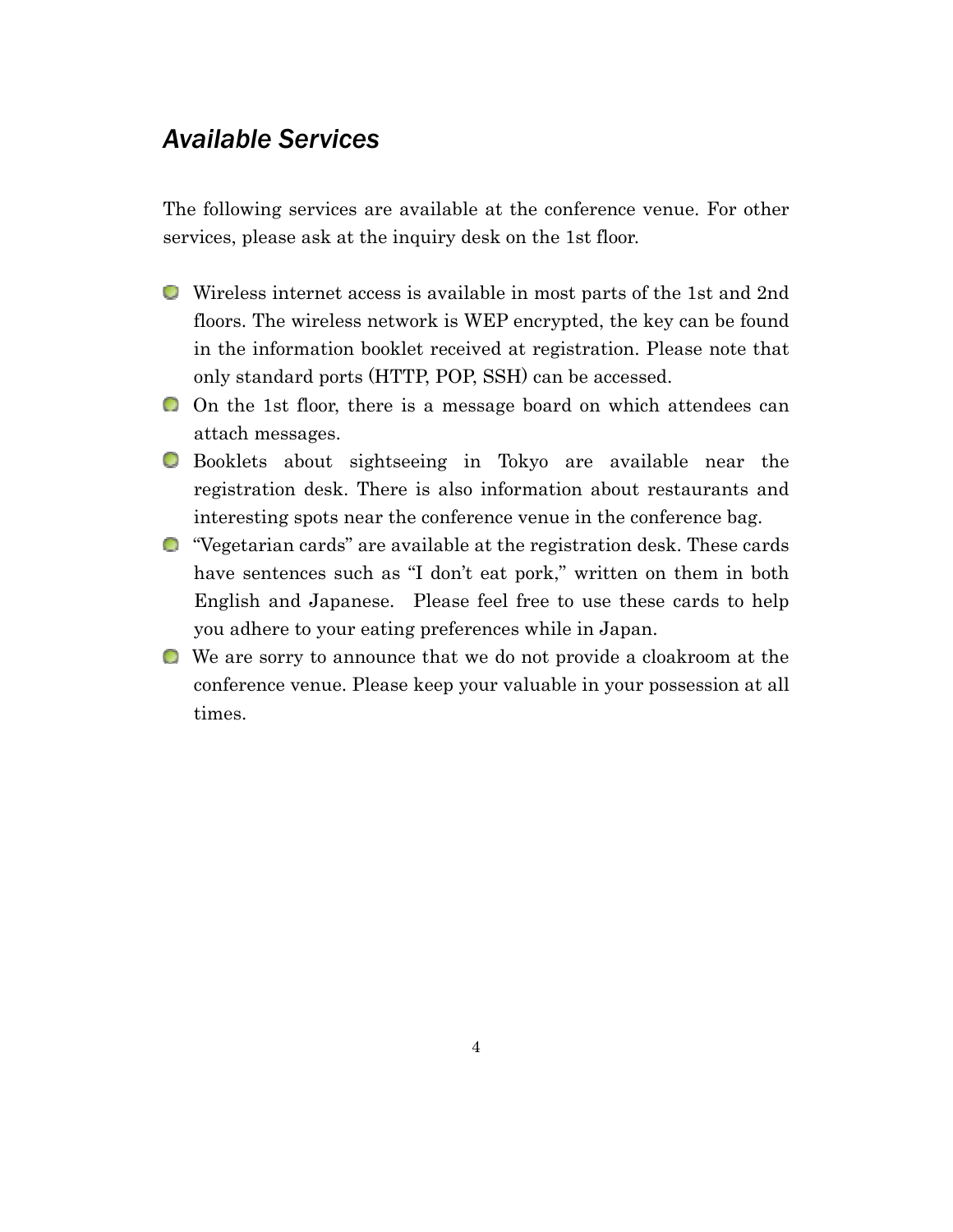## *Available Services*

The following services are available at the conference venue. For other services, please ask at the inquiry desk on the 1st floor.

- Wireless internet access is available in most parts of the 1st and 2nd floors. The wireless network is WEP encrypted, the key can be found in the information booklet received at registration. Please note that only standard ports (HTTP, POP, SSH) can be accessed.
- On the 1st floor, there is a message board on which attendees can attach messages.
- Booklets about sightseeing in Tokyo are available near the registration desk. There is also information about restaurants and interesting spots near the conference venue in the conference bag.
- “Vegetarian cards” are available at the registration desk. These cards have sentences such as “I don’t eat pork,” written on them in both English and Japanese. Please feel free to use these cards to help you adhere to your eating preferences while in Japan.
- We are sorry to announce that we do not provide a cloakroom at the conference venue. Please keep your valuable in your possession at all times.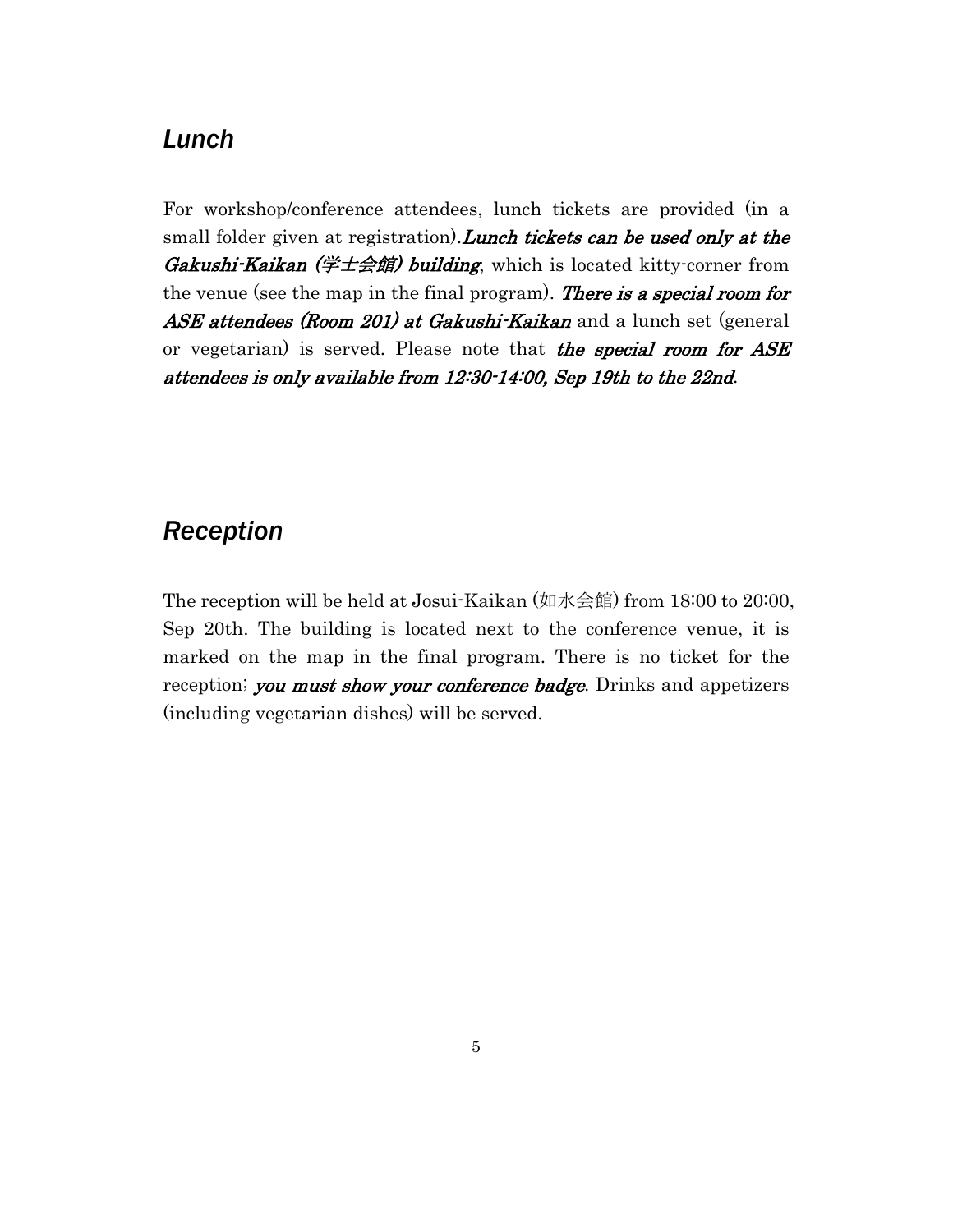## *Lunch*

For workshop/conference attendees, lunch tickets are provided (in a small folder given at registration).***Lunch tickets can be used only at the Gakushi-Kaikan (学士会館) building***, which is located kitty-corner from the venue (see the map in the final program). ***There is a special room for ASE attendees (Room 201) at Gakushi-Kaikan*** and a lunch set (general or vegetarian) is served. Please note that ***the special room for ASE attendees is only available from 12:30-14:00, Sep 19th to the 22nd***.

## *Reception*

The reception will be held at Josui-Kaikan (如水会館) from 18:00 to 20:00, Sep 20th. The building is located next to the conference venue, it is marked on the map in the final program. There is no ticket for the reception; ***you must show your conference badge***. Drinks and appetizers (including vegetarian dishes) will be served.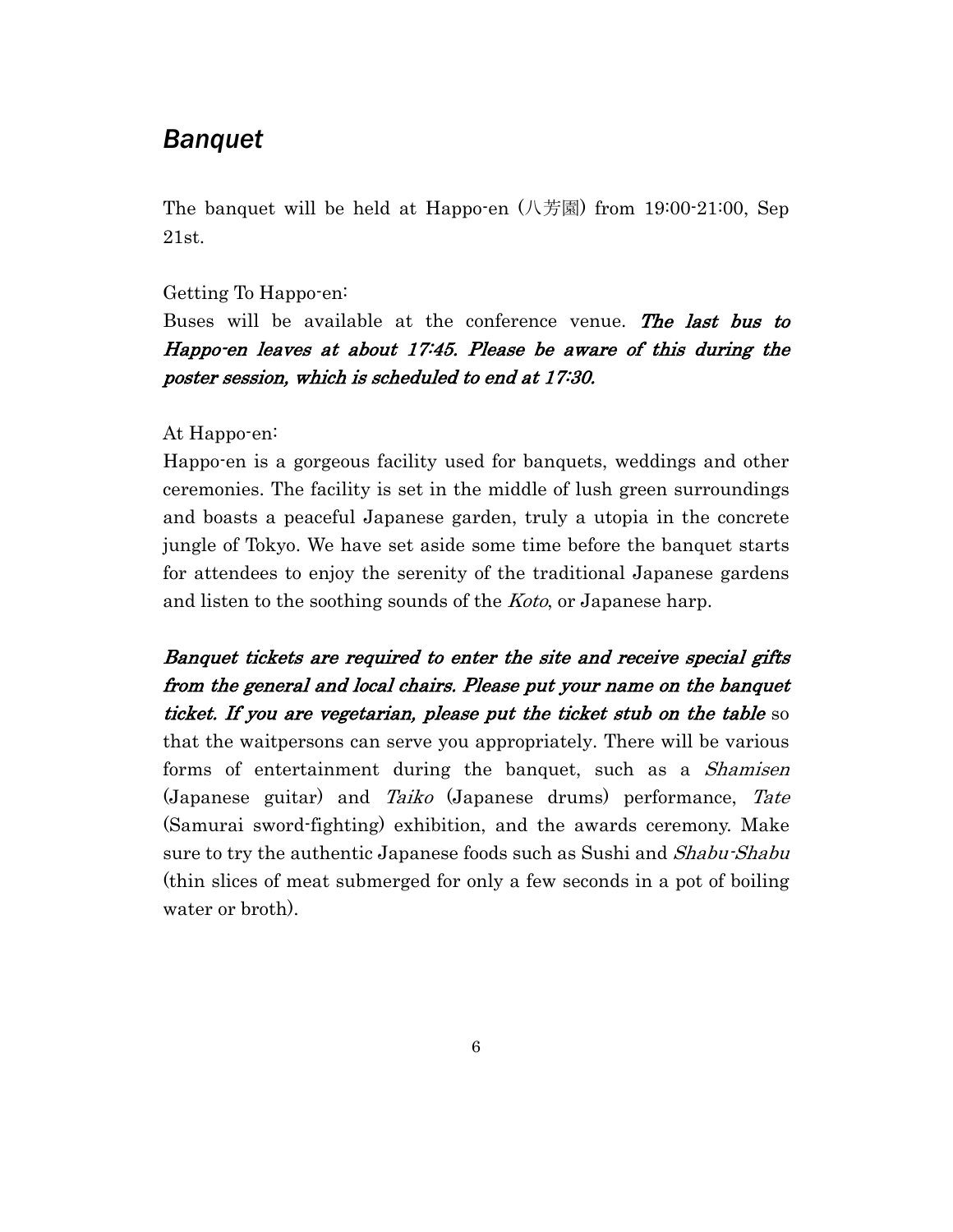## *Banquet*

The banquet will be held at Happo-en (八芳園) from 19:00-21:00, Sep 21st.

Getting To Happo-en:

Buses will be available at the conference venue. ***The last bus to Happo-en leaves at about 17:45. Please be aware of this during the poster session, which is scheduled to end at 17:30.***

At Happo-en:

Happo-en is a gorgeous facility used for banquets, weddings and other ceremonies. The facility is set in the middle of lush green surroundings and boasts a peaceful Japanese garden, truly a utopia in the concrete jungle of Tokyo. We have set aside some time before the banquet starts for attendees to enjoy the serenity of the traditional Japanese gardens and listen to the soothing sounds of the *Koto*, or Japanese harp.

***Banquet tickets are required to enter the site and receive special gifts from the general and local chairs. Please put your name on the banquet ticket. If you are vegetarian, please put the ticket stub on the table*** so that the waitpersons can serve you appropriately. There will be various forms of entertainment during the banquet, such as a *Shamisen* (Japanese guitar) and *Taiko* (Japanese drums) performance, *Tate* (Samurai sword-fighting) exhibition, and the awards ceremony. Make sure to try the authentic Japanese foods such as Sushi and *Shabu-Shabu* (thin slices of meat submerged for only a few seconds in a pot of boiling water or broth).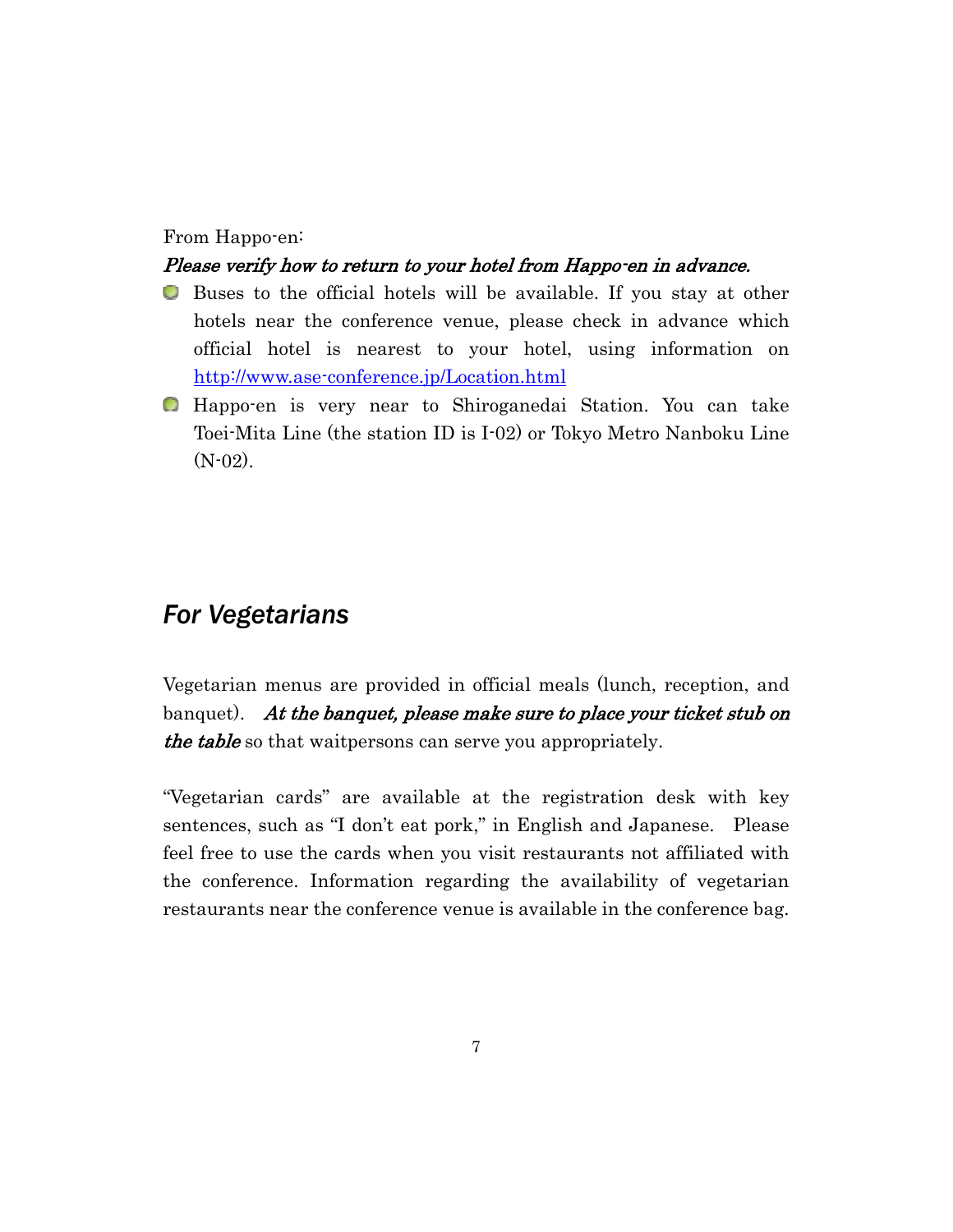From Happo-en:

***Please verify how to return to your hotel from Happo-en in advance.***

- Buses to the official hotels will be available. If you stay at other hotels near the conference venue, please check in advance which official hotel is nearest to your hotel, using information on http://www.ase-conference.jp/Location.html
- Happo-en is very near to Shiroganedai Station. You can take Toei-Mita Line (the station ID is I-02) or Tokyo Metro Nanboku Line (N-02).

## *For Vegetarians*

Vegetarian menus are provided in official meals (lunch, reception, and banquet). ***At the banquet, please make sure to place your ticket stub on the table*** so that waitpersons can serve you appropriately.

"Vegetarian cards" are available at the registration desk with key sentences, such as "I don't eat pork," in English and Japanese. Please feel free to use the cards when you visit restaurants not affiliated with the conference. Information regarding the availability of vegetarian restaurants near the conference venue is available in the conference bag.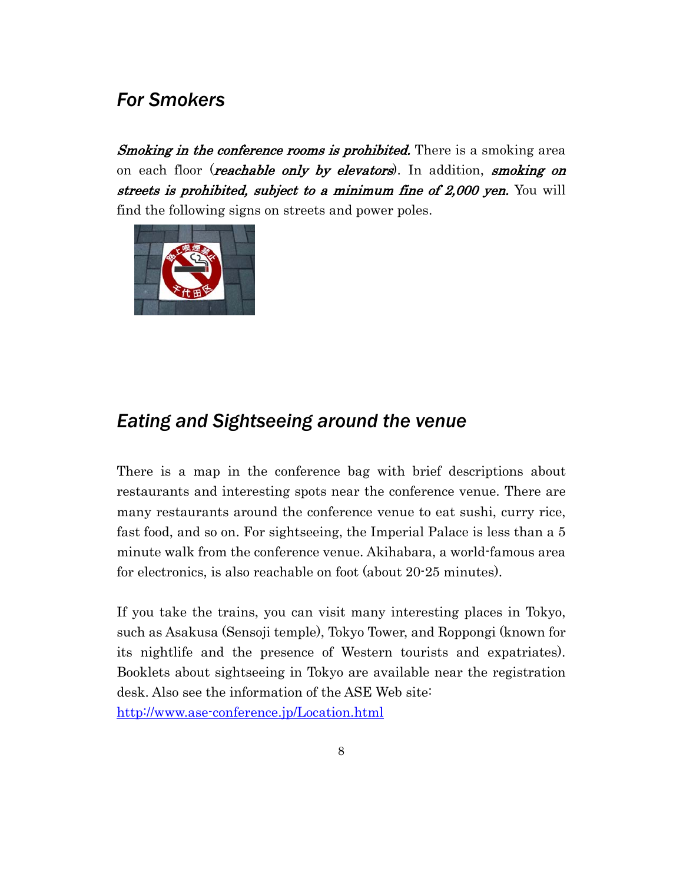## *For Smokers*

***Smoking in the conference rooms is prohibited.*** There is a smoking area on each floor (***reachable only by elevators***). In addition, ***smoking on streets is prohibited, subject to a minimum fine of 2,000 yen.*** You will find the following signs on streets and power poles.

## *Eating and Sightseeing around the venue*

There is a map in the conference bag with brief descriptions about restaurants and interesting spots near the conference venue. There are many restaurants around the conference venue to eat sushi, curry rice, fast food, and so on. For sightseeing, the Imperial Palace is less than a 5 minute walk from the conference venue. Akihabara, a world-famous area for electronics, is also reachable on foot (about 20-25 minutes).

If you take the trains, you can visit many interesting places in Tokyo, such as Asakusa (Sensoji temple), Tokyo Tower, and Roppongi (known for its nightlife and the presence of Western tourists and expatriates). Booklets about sightseeing in Tokyo are available near the registration desk. Also see the information of the ASE Web site:
http://www.ase-conference.jp/Location.html